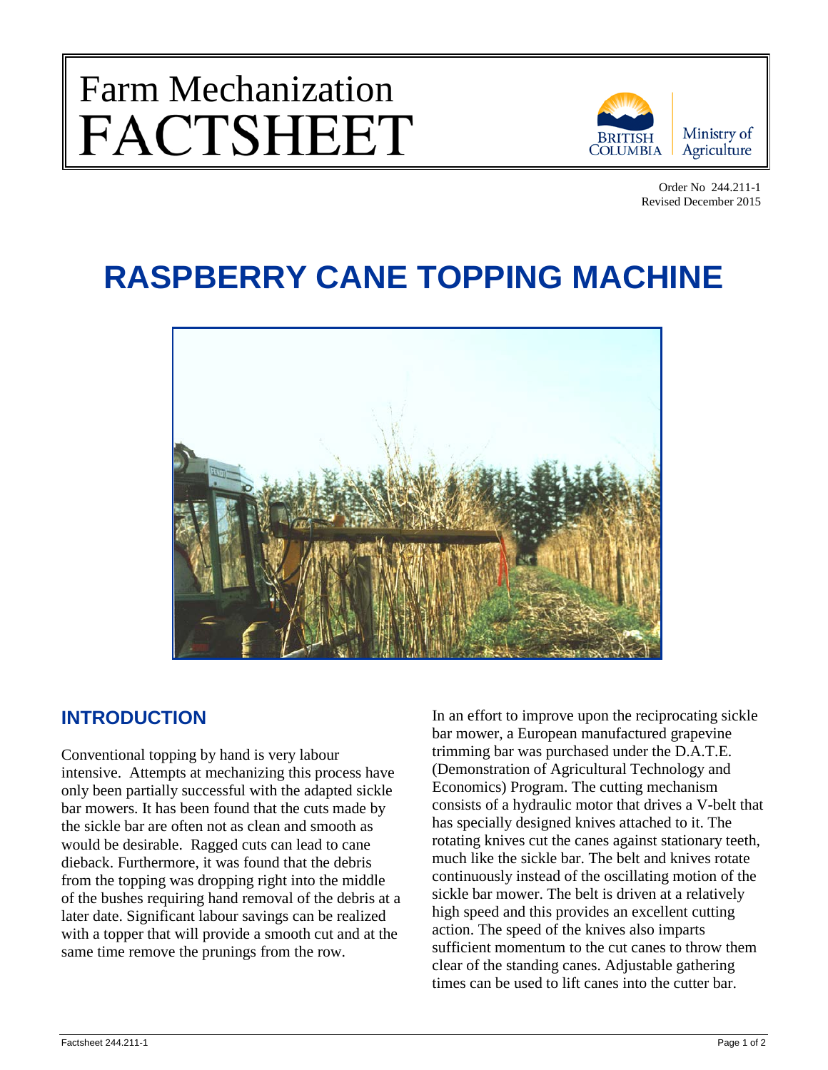# Farm Mechanization FACTSHEET

Order No 244.211-1
Revised December 2015

# RASPBERRY CANE TOPPING MACHINE

## INTRODUCTION

Conventional topping by hand is very labour intensive. Attempts at mechanizing this process have only been partially successful with the adapted sickle bar mowers. It has been found that the cuts made by the sickle bar are often not as clean and smooth as would be desirable. Ragged cuts can lead to cane dieback. Furthermore, it was found that the debris from the topping was dropping right into the middle of the bushes requiring hand removal of the debris at a later date. Significant labour savings can be realized with a topper that will provide a smooth cut and at the same time remove the prunings from the row.

In an effort to improve upon the reciprocating sickle bar mower, a European manufactured grapevine trimming bar was purchased under the D.A.T.E. (Demonstration of Agricultural Technology and Economics) Program. The cutting mechanism consists of a hydraulic motor that drives a V-belt that has specially designed knives attached to it. The rotating knives cut the canes against stationary teeth, much like the sickle bar. The belt and knives rotate continuously instead of the oscillating motion of the sickle bar mower. The belt is driven at a relatively high speed and this provides an excellent cutting action. The speed of the knives also imparts sufficient momentum to the cut canes to throw them clear of the standing canes. Adjustable gathering times can be used to lift canes into the cutter bar.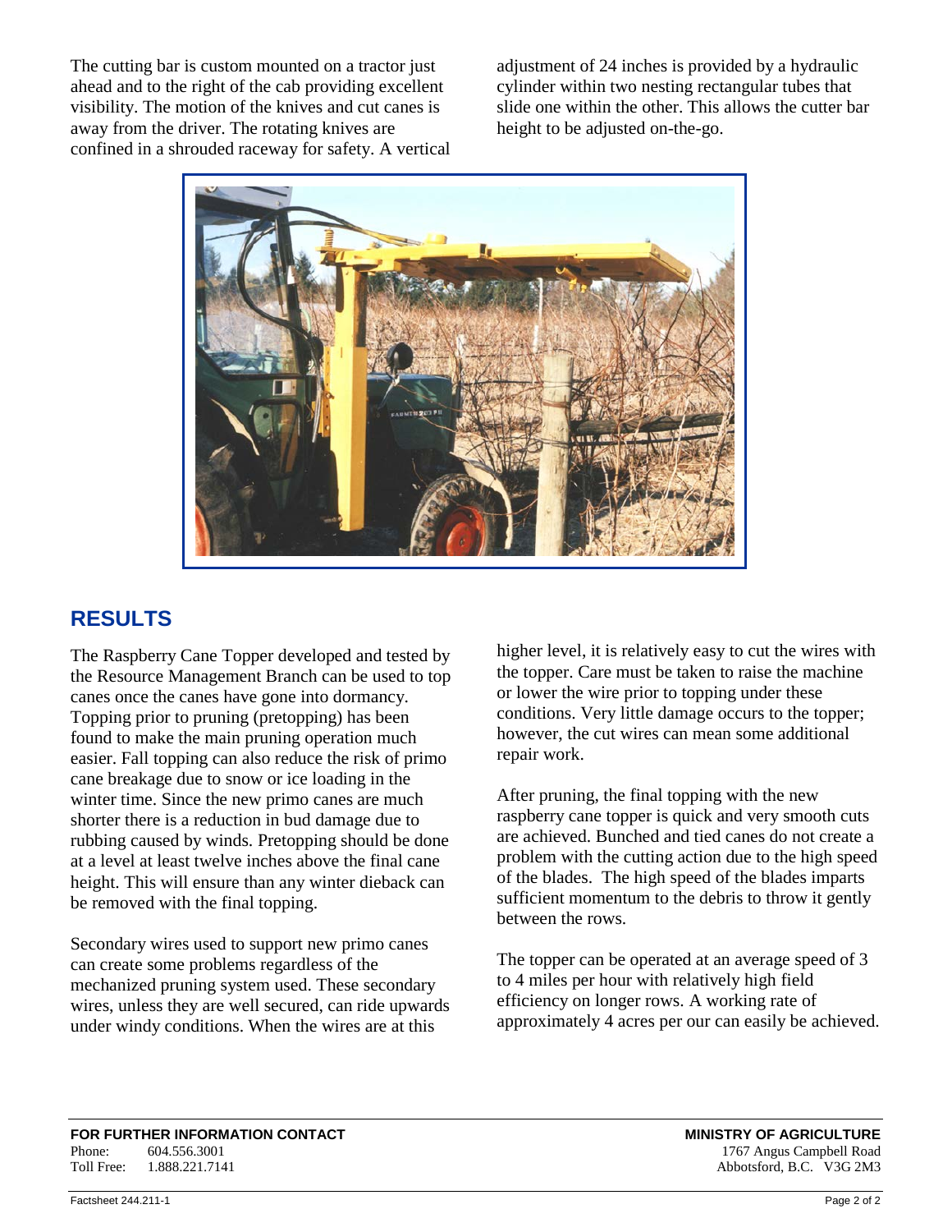The cutting bar is custom mounted on a tractor just ahead and to the right of the cab providing excellent visibility. The motion of the knives and cut canes is away from the driver. The rotating knives are confined in a shrouded raceway for safety. A vertical adjustment of 24 inches is provided by a hydraulic cylinder within two nesting rectangular tubes that slide one within the other. This allows the cutter bar height to be adjusted on-the-go.

## RESULTS

The Raspberry Cane Topper developed and tested by the Resource Management Branch can be used to top canes once the canes have gone into dormancy. Topping prior to pruning (pretopping) has been found to make the main pruning operation much easier. Fall topping can also reduce the risk of primo cane breakage due to snow or ice loading in the winter time. Since the new primo canes are much shorter there is a reduction in bud damage due to rubbing caused by winds. Pretopping should be done at a level at least twelve inches above the final cane height. This will ensure than any winter dieback can be removed with the final topping.

Secondary wires used to support new primo canes can create some problems regardless of the mechanized pruning system used. These secondary wires, unless they are well secured, can ride upwards under windy conditions. When the wires are at this higher level, it is relatively easy to cut the wires with the topper. Care must be taken to raise the machine or lower the wire prior to topping under these conditions. Very little damage occurs to the topper; however, the cut wires can mean some additional repair work.

After pruning, the final topping with the new raspberry cane topper is quick and very smooth cuts are achieved. Bunched and tied canes do not create a problem with the cutting action due to the high speed of the blades. The high speed of the blades imparts sufficient momentum to the debris to throw it gently between the rows.

The topper can be operated at an average speed of 3 to 4 miles per hour with relatively high field efficiency on longer rows. A working rate of approximately 4 acres per our can easily be achieved.

**FOR FURTHER INFORMATION CONTACT**
Phone: 604.556.3001
Toll Free: 1.888.221.7141

**MINISTRY OF AGRICULTURE**
1767 Angus Campbell Road
Abbotsford, B.C. V3G 2M3

Factsheet 244.211-1